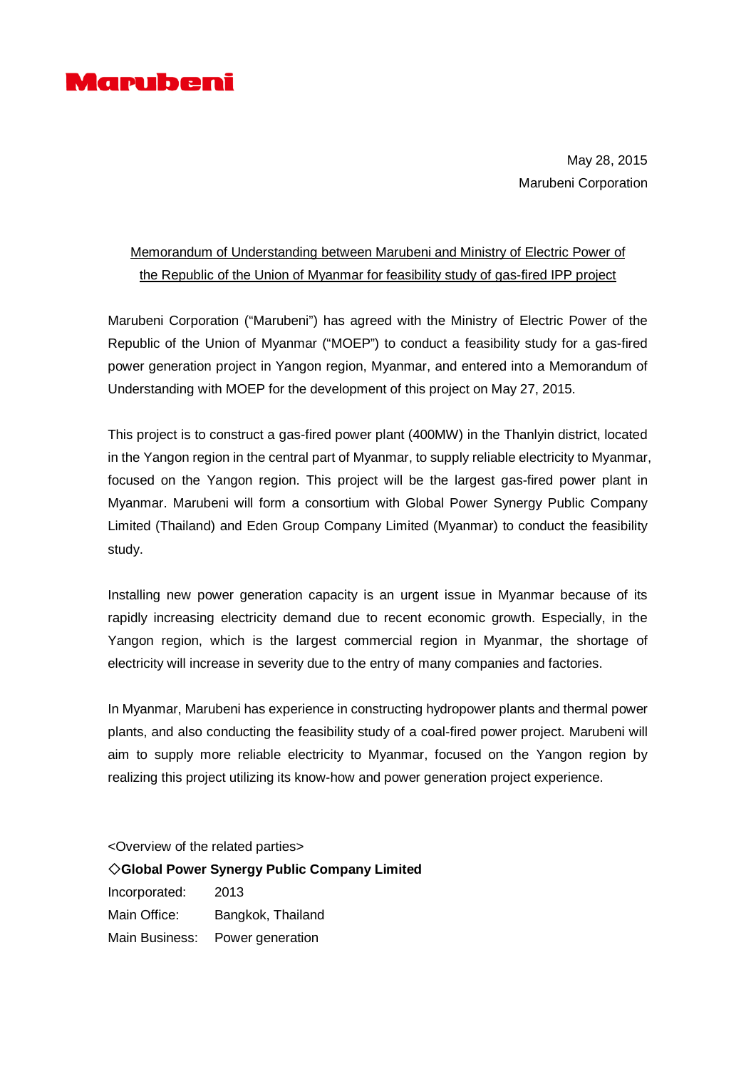**Marubeni**

May 28, 2015
Marubeni Corporation

## Memorandum of Understanding between Marubeni and Ministry of Electric Power of the Republic of the Union of Myanmar for feasibility study of gas-fired IPP project

Marubeni Corporation ("Marubeni") has agreed with the Ministry of Electric Power of the Republic of the Union of Myanmar ("MOEP") to conduct a feasibility study for a gas-fired power generation project in Yangon region, Myanmar, and entered into a Memorandum of Understanding with MOEP for the development of this project on May 27, 2015.

This project is to construct a gas-fired power plant (400MW) in the Thanlyin district, located in the Yangon region in the central part of Myanmar, to supply reliable electricity to Myanmar, focused on the Yangon region. This project will be the largest gas-fired power plant in Myanmar. Marubeni will form a consortium with Global Power Synergy Public Company Limited (Thailand) and Eden Group Company Limited (Myanmar) to conduct the feasibility study.

Installing new power generation capacity is an urgent issue in Myanmar because of its rapidly increasing electricity demand due to recent economic growth. Especially, in the Yangon region, which is the largest commercial region in Myanmar, the shortage of electricity will increase in severity due to the entry of many companies and factories.

In Myanmar, Marubeni has experience in constructing hydropower plants and thermal power plants, and also conducting the feasibility study of a coal-fired power project. Marubeni will aim to supply more reliable electricity to Myanmar, focused on the Yangon region by realizing this project utilizing its know-how and power generation project experience.

<Overview of the related parties>

◇**Global Power Synergy Public Company Limited**

Incorporated: 2013
Main Office: Bangkok, Thailand
Main Business: Power generation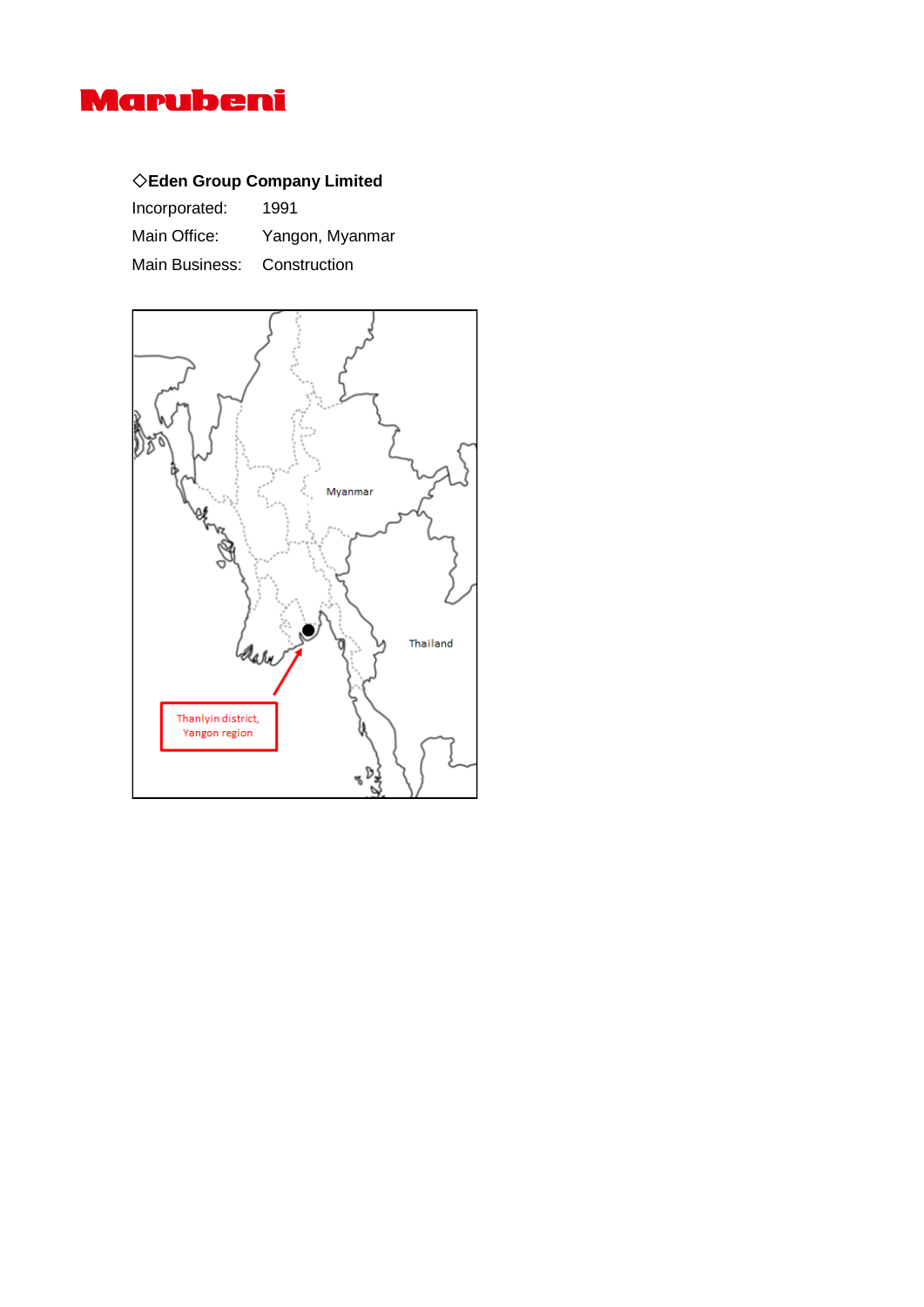Marubeni

◇**Eden Group Company Limited**

Incorporated: 1991

Main Office: Yangon, Myanmar

Main Business: Construction

Myanmar

Thailand

Thanlyin district,
Yangon region